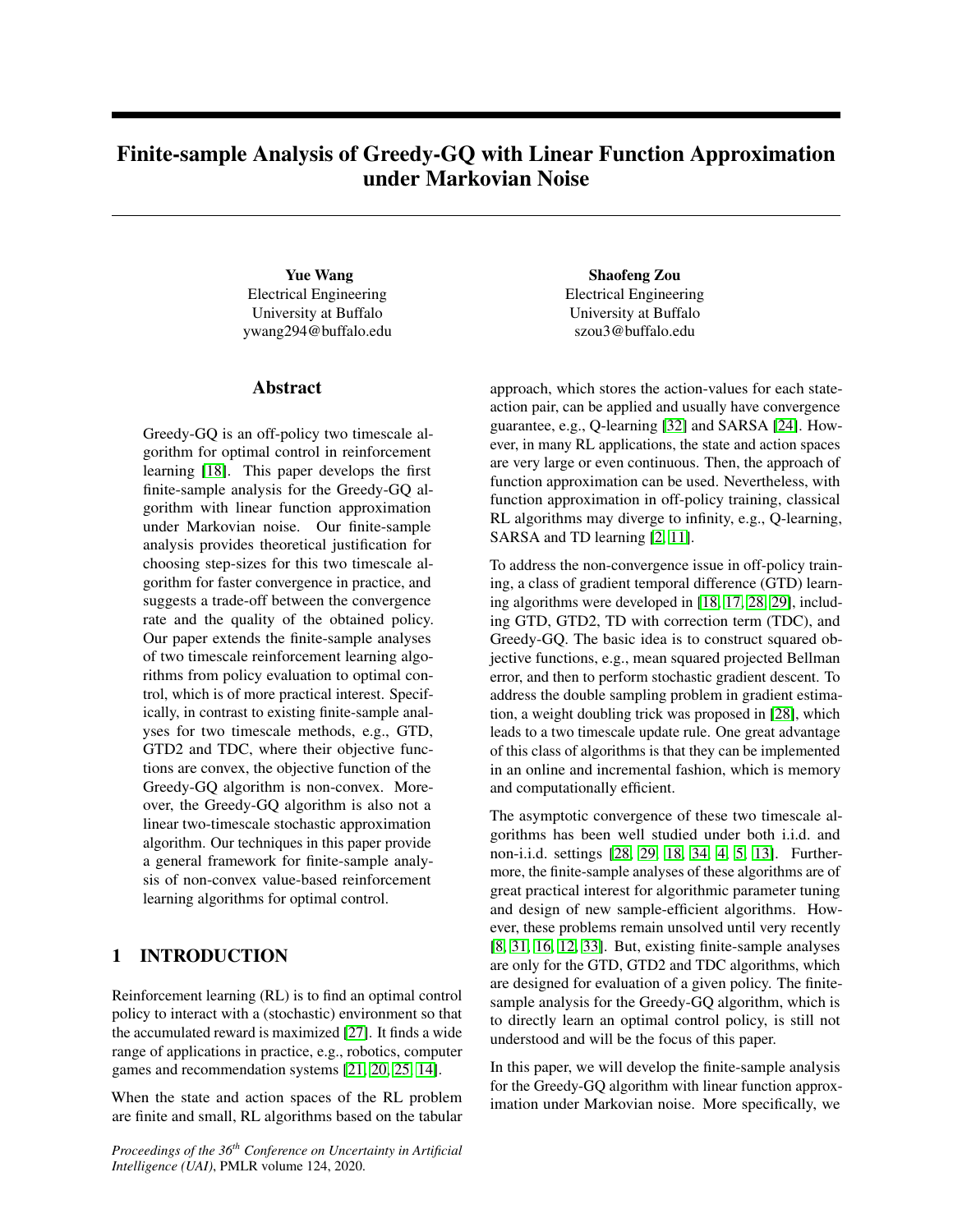# Finite-sample Analysis of Greedy-GQ with Linear Function Approximation under Markovian Noise

**Yue Wang**
Electrical Engineering
University at Buffalo
ywang294@buffalo.edu

**Shaofeng Zou**
Electrical Engineering
University at Buffalo
szou3@buffalo.edu

## Abstract

Greedy-GQ is an off-policy two timescale algorithm for optimal control in reinforcement learning [18]. This paper develops the first finite-sample analysis for the Greedy-GQ algorithm with linear function approximation under Markovian noise. Our finite-sample analysis provides theoretical justification for choosing step-sizes for this two timescale algorithm for faster convergence in practice, and suggests a trade-off between the convergence rate and the quality of the obtained policy. Our paper extends the finite-sample analyses of two timescale reinforcement learning algorithms from policy evaluation to optimal control, which is of more practical interest. Specifically, in contrast to existing finite-sample analyses for two timescale methods, e.g., GTD, GTD2 and TDC, where their objective functions are convex, the objective function of the Greedy-GQ algorithm is non-convex. Moreover, the Greedy-GQ algorithm is also not a linear two-timescale stochastic approximation algorithm. Our techniques in this paper provide a general framework for finite-sample analysis of non-convex value-based reinforcement learning algorithms for optimal control.

## 1 INTRODUCTION

Reinforcement learning (RL) is to find an optimal control policy to interact with a (stochastic) environment so that the accumulated reward is maximized [27]. It finds a wide range of applications in practice, e.g., robotics, computer games and recommendation systems [21, 20, 25, 14].

When the state and action spaces of the RL problem are finite and small, RL algorithms based on the tabular approach, which stores the action-values for each state-action pair, can be applied and usually have convergence guarantee, e.g., Q-learning [32] and SARSA [24]. However, in many RL applications, the state and action spaces are very large or even continuous. Then, the approach of function approximation can be used. Nevertheless, with function approximation in off-policy training, classical RL algorithms may diverge to infinity, e.g., Q-learning, SARSA and TD learning [2, 11].

To address the non-convergence issue in off-policy training, a class of gradient temporal difference (GTD) learning algorithms were developed in [18, 17, 28, 29], including GTD, GTD2, TD with correction term (TDC), and Greedy-GQ. The basic idea is to construct squared objective functions, e.g., mean squared projected Bellman error, and then to perform stochastic gradient descent. To address the double sampling problem in gradient estimation, a weight doubling trick was proposed in [28], which leads to a two timescale update rule. One great advantage of this class of algorithms is that they can be implemented in an online and incremental fashion, which is memory and computationally efficient.

The asymptotic convergence of these two timescale algorithms has been well studied under both i.i.d. and non-i.i.d. settings [28, 29, 18, 34, 4, 5, 13]. Furthermore, the finite-sample analyses of these algorithms are of great practical interest for algorithmic parameter tuning and design of new sample-efficient algorithms. However, these problems remain unsolved until very recently [8, 31, 16, 12, 33]. But, existing finite-sample analyses are only for the GTD, GTD2 and TDC algorithms, which are designed for evaluation of a given policy. The finite-sample analysis for the Greedy-GQ algorithm, which is to directly learn an optimal control policy, is still not understood and will be the focus of this paper.

In this paper, we will develop the finite-sample analysis for the Greedy-GQ algorithm with linear function approximation under Markovian noise. More specifically, we

*Proceedings of the 36th Conference on Uncertainty in Artificial Intelligence (UAI)*, PMLR volume 124, 2020.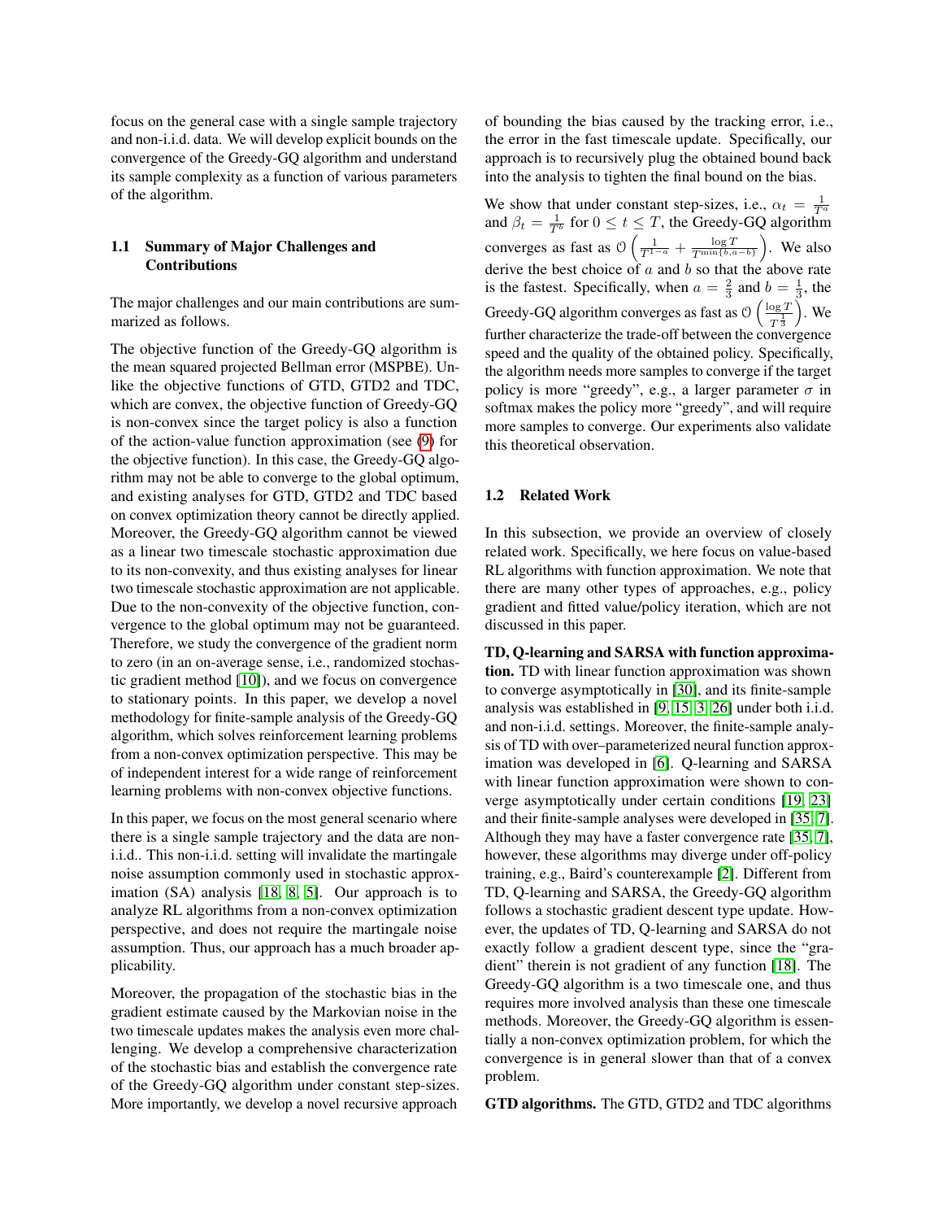focus on the general case with a single sample trajectory and non-i.i.d. data. We will develop explicit bounds on the convergence of the Greedy-GQ algorithm and understand its sample complexity as a function of various parameters of the algorithm.

### 1.1 Summary of Major Challenges and Contributions

The major challenges and our main contributions are summarized as follows.

The objective function of the Greedy-GQ algorithm is the mean squared projected Bellman error (MSPBE). Unlike the objective functions of GTD, GTD2 and TDC, which are convex, the objective function of Greedy-GQ is non-convex since the target policy is also a function of the action-value function approximation (see (9) for the objective function). In this case, the Greedy-GQ algorithm may not be able to converge to the global optimum, and existing analyses for GTD, GTD2 and TDC based on convex optimization theory cannot be directly applied. Moreover, the Greedy-GQ algorithm cannot be viewed as a linear two timescale stochastic approximation due to its non-convexity, and thus existing analyses for linear two timescale stochastic approximation are not applicable. Due to the non-convexity of the objective function, convergence to the global optimum may not be guaranteed. Therefore, we study the convergence of the gradient norm to zero (in an on-average sense, i.e., randomized stochastic gradient method [10]), and we focus on convergence to stationary points. In this paper, we develop a novel methodology for finite-sample analysis of the Greedy-GQ algorithm, which solves reinforcement learning problems from a non-convex optimization perspective. This may be of independent interest for a wide range of reinforcement learning problems with non-convex objective functions.

In this paper, we focus on the most general scenario where there is a single sample trajectory and the data are non-i.i.d.. This non-i.i.d. setting will invalidate the martingale noise assumption commonly used in stochastic approximation (SA) analysis [18, 8, 5]. Our approach is to analyze RL algorithms from a non-convex optimization perspective, and does not require the martingale noise assumption. Thus, our approach has a much broader applicability.

Moreover, the propagation of the stochastic bias in the gradient estimate caused by the Markovian noise in the two timescale updates makes the analysis even more challenging. We develop a comprehensive characterization of the stochastic bias and establish the convergence rate of the Greedy-GQ algorithm under constant step-sizes. More importantly, we develop a novel recursive approach of bounding the bias caused by the tracking error, i.e., the error in the fast timescale update. Specifically, our approach is to recursively plug the obtained bound back into the analysis to tighten the final bound on the bias.

We show that under constant step-sizes, i.e., $\alpha_t = \frac{1}{T^a}$ and $\beta_t = \frac{1}{T^b}$ for $0 \leq t \leq T$, the Greedy-GQ algorithm converges as fast as $\mathcal{O}\left(\frac{1}{T^{1-a}} + \frac{\log T}{T^{\min\{b, a-b\}}}\right)$. We also derive the best choice of $a$ and $b$ so that the above rate is the fastest. Specifically, when $a = \frac{2}{3}$ and $b = \frac{1}{3}$, the Greedy-GQ algorithm converges as fast as $\mathcal{O}\left(\frac{\log T}{T^{\frac{1}{3}}}\right)$. We further characterize the trade-off between the convergence speed and the quality of the obtained policy. Specifically, the algorithm needs more samples to converge if the target policy is more "greedy", e.g., a larger parameter $\sigma$ in softmax makes the policy more "greedy", and will require more samples to converge. Our experiments also validate this theoretical observation.

### 1.2 Related Work

In this subsection, we provide an overview of closely related work. Specifically, we here focus on value-based RL algorithms with function approximation. We note that there are many other types of approaches, e.g., policy gradient and fitted value/policy iteration, which are not discussed in this paper.

**TD, Q-learning and SARSA with function approximation.** TD with linear function approximation was shown to converge asymptotically in [30], and its finite-sample analysis was established in [9, 15, 3, 26] under both i.i.d. and non-i.i.d. settings. Moreover, the finite-sample analysis of TD with over–parameterized neural function approximation was developed in [6]. Q-learning and SARSA with linear function approximation were shown to converge asymptotically under certain conditions [19, 23] and their finite-sample analyses were developed in [35, 7]. Although they may have a faster convergence rate [35, 7], however, these algorithms may diverge under off-policy training, e.g., Baird's counterexample [2]. Different from TD, Q-learning and SARSA, the Greedy-GQ algorithm follows a stochastic gradient descent type update. However, the updates of TD, Q-learning and SARSA do not exactly follow a gradient descent type, since the "gradient" therein is not gradient of any function [18]. The Greedy-GQ algorithm is a two timescale one, and thus requires more involved analysis than these one timescale methods. Moreover, the Greedy-GQ algorithm is essentially a non-convex optimization problem, for which the convergence is in general slower than that of a convex problem.

**GTD algorithms.** The GTD, GTD2 and TDC algorithms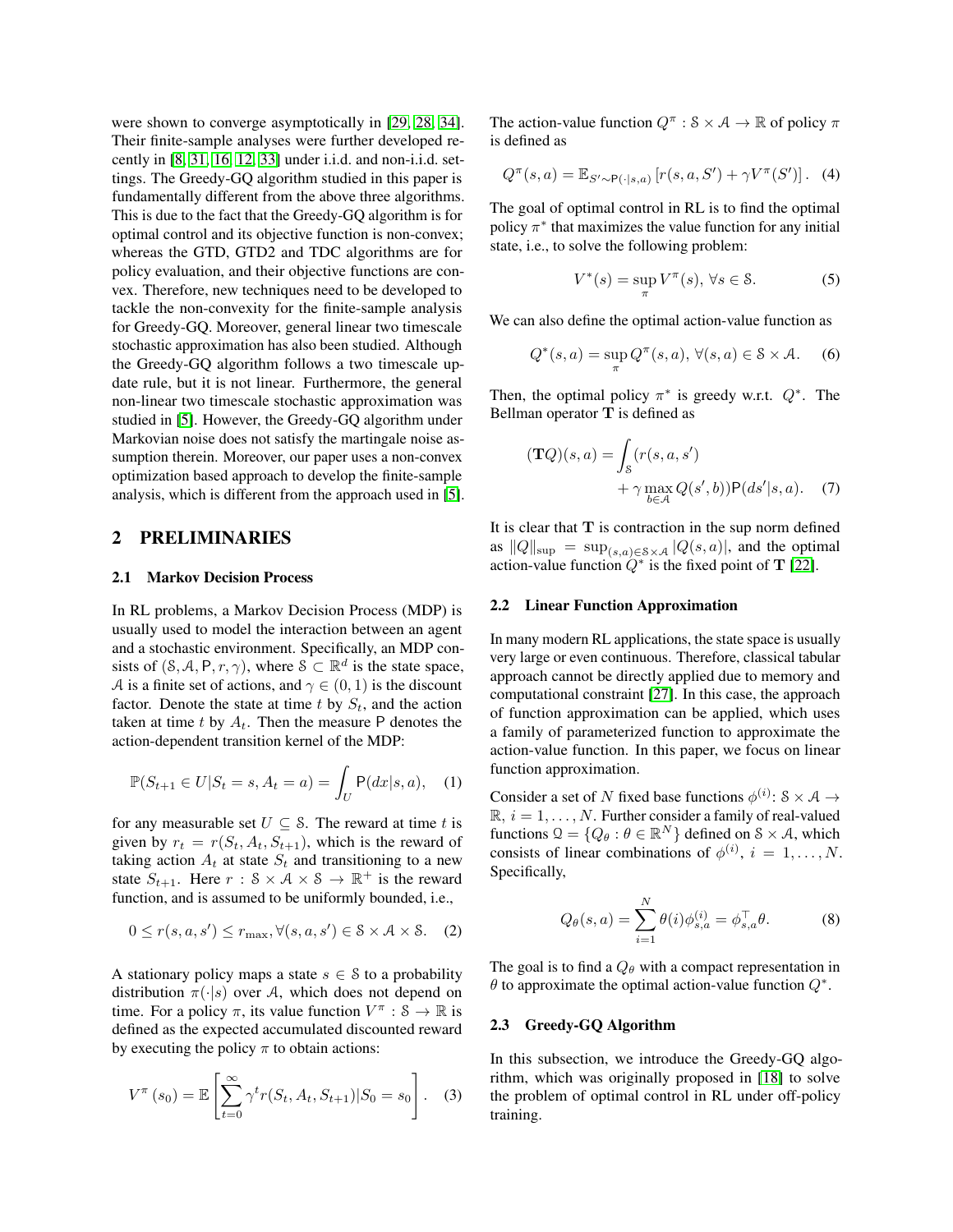were shown to converge asymptotically in [29, 28, 34]. Their finite-sample analyses were further developed recently in [8, 31, 16, 12, 33] under i.i.d. and non-i.i.d. settings. The Greedy-GQ algorithm studied in this paper is fundamentally different from the above three algorithms. This is due to the fact that the Greedy-GQ algorithm is for optimal control and its objective function is non-convex; whereas the GTD, GTD2 and TDC algorithms are for policy evaluation, and their objective functions are convex. Therefore, new techniques need to be developed to tackle the non-convexity for the finite-sample analysis for Greedy-GQ. Moreover, general linear two timescale stochastic approximation has also been studied. Although the Greedy-GQ algorithm follows a two timescale update rule, but it is not linear. Furthermore, the general non-linear two timescale stochastic approximation was studied in [5]. However, the Greedy-GQ algorithm under Markovian noise does not satisfy the martingale noise assumption therein. Moreover, our paper uses a non-convex optimization based approach to develop the finite-sample analysis, which is different from the approach used in [5].

## 2 PRELIMINARIES

### 2.1 Markov Decision Process

In RL problems, a Markov Decision Process (MDP) is usually used to model the interaction between an agent and a stochastic environment. Specifically, an MDP consists of $(\mathcal{S}, \mathcal{A}, \mathsf{P}, r, \gamma)$, where $\mathcal{S} \subset \mathbb{R}^d$ is the state space, $\mathcal{A}$ is a finite set of actions, and $\gamma \in (0, 1)$ is the discount factor. Denote the state at time $t$ by $S_t$, and the action taken at time $t$ by $A_t$. Then the measure $\mathsf{P}$ denotes the action-dependent transition kernel of the MDP:

$$\mathbb{P}(S_{t+1} \in U | S_t = s, A_t = a) = \int_U \mathsf{P}(dx|s, a), \quad (1)$$

for any measurable set $U \subseteq \mathcal{S}$. The reward at time $t$ is given by $r_t = r(S_t, A_t, S_{t+1})$, which is the reward of taking action $A_t$ at state $S_t$ and transitioning to a new state $S_{t+1}$. Here $r : \mathcal{S} \times \mathcal{A} \times \mathcal{S} \to \mathbb{R}^+$ is the reward function, and is assumed to be uniformly bounded, i.e.,

$$0 \le r(s, a, s') \le r_{\max}, \forall (s, a, s') \in \mathcal{S} \times \mathcal{A} \times \mathcal{S}. \quad (2)$$

A stationary policy maps a state $s \in \mathcal{S}$ to a probability distribution $\pi(\cdot|s)$ over $\mathcal{A}$, which does not depend on time. For a policy $\pi$, its value function $V^\pi : \mathcal{S} \to \mathbb{R}$ is defined as the expected accumulated discounted reward by executing the policy $\pi$ to obtain actions:

$$V^\pi(s_0) = \mathbb{E}\left[\sum_{t=0}^{\infty} \gamma^t r(S_t, A_t, S_{t+1}) | S_0 = s_0\right]. \quad (3)$$

The action-value function $Q^\pi : \mathcal{S} \times \mathcal{A} \to \mathbb{R}$ of policy $\pi$ is defined as

$$Q^\pi(s, a) = \mathbb{E}_{S' \sim \mathsf{P}(\cdot|s,a)}\left[r(s, a, S') + \gamma V^\pi(S')\right]. \quad (4)$$

The goal of optimal control in RL is to find the optimal policy $\pi^*$ that maximizes the value function for any initial state, i.e., to solve the following problem:

$$V^*(s) = \sup_\pi V^\pi(s), \ \forall s \in \mathcal{S}. \quad (5)$$

We can also define the optimal action-value function as

$$Q^*(s, a) = \sup_\pi Q^\pi(s, a), \ \forall (s, a) \in \mathcal{S} \times \mathcal{A}. \quad (6)$$

Then, the optimal policy $\pi^*$ is greedy w.r.t. $Q^*$. The Bellman operator $\mathbf{T}$ is defined as

$$(\mathbf{T}Q)(s, a) = \int_{\mathcal{S}} (r(s, a, s') + \gamma \max_{b \in \mathcal{A}} Q(s', b)) \mathsf{P}(ds'|s, a). \quad (7)$$

It is clear that $\mathbf{T}$ is contraction in the sup norm defined as $\|Q\|_{\sup} = \sup_{(s,a) \in \mathcal{S} \times \mathcal{A}} |Q(s, a)|$, and the optimal action-value function $Q^*$ is the fixed point of $\mathbf{T}$ [22].

### 2.2 Linear Function Approximation

In many modern RL applications, the state space is usually very large or even continuous. Therefore, classical tabular approach cannot be directly applied due to memory and computational constraint [27]. In this case, the approach of function approximation can be applied, which uses a family of parameterized function to approximate the action-value function. In this paper, we focus on linear function approximation.

Consider a set of $N$ fixed base functions $\phi^{(i)}: \mathcal{S} \times \mathcal{A} \to \mathbb{R}$, $i = 1, \ldots, N$. Further consider a family of real-valued functions $\mathcal{Q} = \{Q_\theta : \theta \in \mathbb{R}^N\}$ defined on $\mathcal{S} \times \mathcal{A}$, which consists of linear combinations of $\phi^{(i)}$, $i = 1, \ldots, N$. Specifically,

$$Q_\theta(s, a) = \sum_{i=1}^{N} \theta(i) \phi_{s,a}^{(i)} = \phi_{s,a}^\top \theta. \quad (8)$$

The goal is to find a $Q_\theta$ with a compact representation in $\theta$ to approximate the optimal action-value function $Q^*$.

### 2.3 Greedy-GQ Algorithm

In this subsection, we introduce the Greedy-GQ algorithm, which was originally proposed in [18] to solve the problem of optimal control in RL under off-policy training.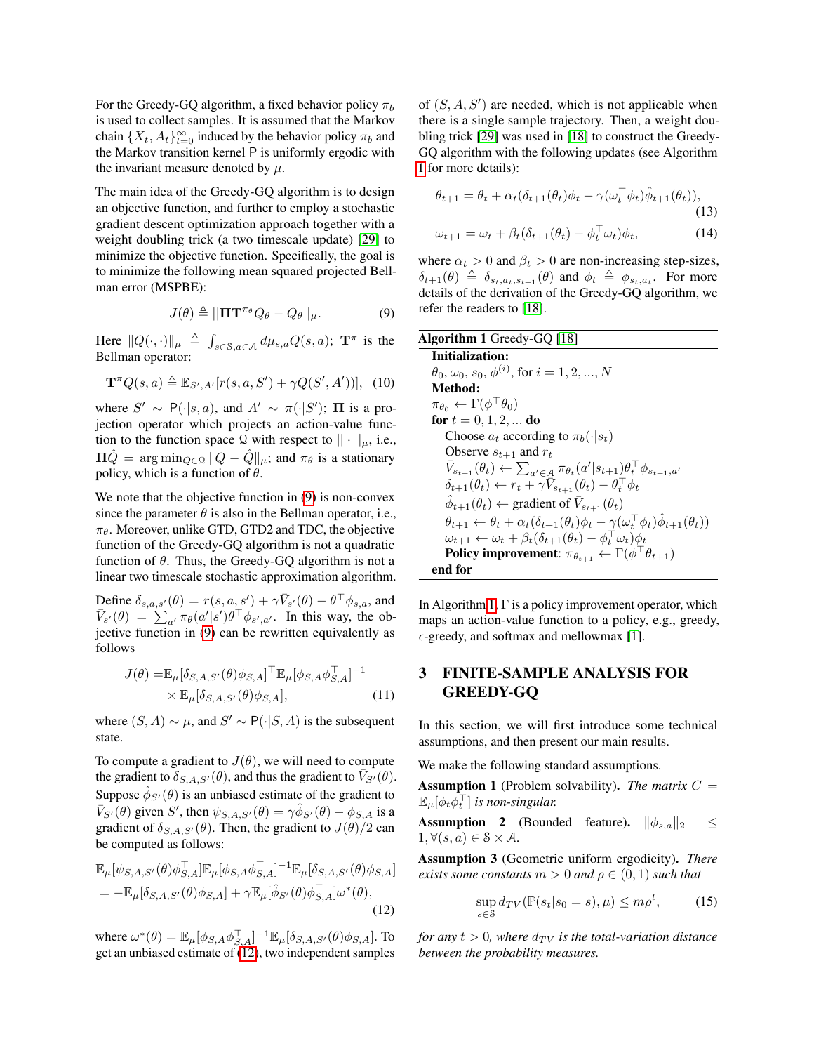For the Greedy-GQ algorithm, a fixed behavior policy $\pi_b$ is used to collect samples. It is assumed that the Markov chain $\{X_t, A_t\}_{t=0}^{\infty}$ induced by the behavior policy $\pi_b$ and the Markov transition kernel $\mathsf{P}$ is uniformly ergodic with the invariant measure denoted by $\mu$.

The main idea of the Greedy-GQ algorithm is to design an objective function, and further to employ a stochastic gradient descent optimization approach together with a weight doubling trick (a two timescale update) [29] to minimize the objective function. Specifically, the goal is to minimize the following mean squared projected Bellman error (MSPBE):

$$J(\theta) \triangleq ||\mathbf{\Pi}\mathbf{T}^{\pi_\theta} Q_\theta - Q_\theta||_\mu. \tag{9}$$

Here $\|Q(\cdot,\cdot)\|_\mu \triangleq \int_{s\in\mathcal{S}, a\in\mathcal{A}} d\mu_{s,a} Q(s,a)$; $\mathbf{T}^\pi$ is the Bellman operator:

$$\mathbf{T}^\pi Q(s,a) \triangleq \mathbb{E}_{S',A'}[r(s,a,S') + \gamma Q(S',A')], \tag{10}$$

where $S' \sim \mathsf{P}(\cdot|s,a)$, and $A' \sim \pi(\cdot|S')$; $\mathbf{\Pi}$ is a projection operator which projects an action-value function to the function space $\mathcal{Q}$ with respect to $||\cdot||_\mu$, i.e., $\mathbf{\Pi}\hat{Q} = \arg\min_{Q\in\mathcal{Q}} \|Q - \hat{Q}\|_\mu$; and $\pi_\theta$ is a stationary policy, which is a function of $\theta$.

We note that the objective function in (9) is non-convex since the parameter $\theta$ is also in the Bellman operator, i.e., $\pi_\theta$. Moreover, unlike GTD, GTD2 and TDC, the objective function of the Greedy-GQ algorithm is not a quadratic function of $\theta$. Thus, the Greedy-GQ algorithm is not a linear two timescale stochastic approximation algorithm.

Define $\delta_{s,a,s'}(\theta) = r(s,a,s') + \gamma \bar{V}_{s'}(\theta) - \theta^\top \phi_{s,a}$, and $\bar{V}_{s'}(\theta) = \sum_{a'} \pi_\theta(a'|s')\theta^\top \phi_{s',a'}$. In this way, the objective function in (9) can be rewritten equivalently as follows

$$\begin{aligned} J(\theta) =& \mathbb{E}_\mu[\delta_{S,A,S'}(\theta)\phi_{S,A}]^\top \mathbb{E}_\mu[\phi_{S,A}\phi_{S,A}^\top]^{-1} \\ &\times \mathbb{E}_\mu[\delta_{S,A,S'}(\theta)\phi_{S,A}], \end{aligned} \tag{11}$$

where $(S,A) \sim \mu$, and $S' \sim \mathsf{P}(\cdot|S,A)$ is the subsequent state.

To compute a gradient to $J(\theta)$, we will need to compute the gradient to $\delta_{S,A,S'}(\theta)$, and thus the gradient to $\bar{V}_{S'}(\theta)$. Suppose $\hat{\phi}_{S'}(\theta)$ is an unbiased estimate of the gradient to $\bar{V}_{S'}(\theta)$ given $S'$, then $\psi_{S,A,S'}(\theta) = \gamma\hat{\phi}_{S'}(\theta) - \phi_{S,A}$ is a gradient of $\delta_{S,A,S'}(\theta)$. Then, the gradient to $J(\theta)/2$ can be computed as follows:

$$\begin{aligned} &\mathbb{E}_\mu[\psi_{S,A,S'}(\theta)\phi_{S,A}^\top]\mathbb{E}_\mu[\phi_{S,A}\phi_{S,A}^\top]^{-1}\mathbb{E}_\mu[\delta_{S,A,S'}(\theta)\phi_{S,A}] \\ &= -\mathbb{E}_\mu[\delta_{S,A,S'}(\theta)\phi_{S,A}] + \gamma\mathbb{E}_\mu[\hat{\phi}_{S'}(\theta)\phi_{S,A}^\top]\omega^*(\theta), \end{aligned} \tag{12}$$

where $\omega^*(\theta) = \mathbb{E}_\mu[\phi_{S,A}\phi_{S,A}^\top]^{-1}\mathbb{E}_\mu[\delta_{S,A,S'}(\theta)\phi_{S,A}]$. To get an unbiased estimate of (12), two independent samples of $(S,A,S')$ are needed, which is not applicable when there is a single sample trajectory. Then, a weight doubling trick [29] was used in [18] to construct the Greedy-GQ algorithm with the following updates (see Algorithm 1 for more details):

$$\theta_{t+1} = \theta_t + \alpha_t(\delta_{t+1}(\theta_t)\phi_t - \gamma(\omega_t^\top \phi_t)\hat{\phi}_{t+1}(\theta_t)), \tag{13}$$

$$\omega_{t+1} = \omega_t + \beta_t(\delta_{t+1}(\theta_t) - \phi_t^\top \omega_t)\phi_t, \tag{14}$$

where $\alpha_t > 0$ and $\beta_t > 0$ are non-increasing step-sizes, $\delta_{t+1}(\theta) \triangleq \delta_{s_t,a_t,s_{t+1}}(\theta)$ and $\phi_t \triangleq \phi_{s_t,a_t}$. For more details of the derivation of the Greedy-GQ algorithm, we refer the readers to [18].

---

**Algorithm 1** Greedy-GQ [18]

---

**Initialization:**
$\theta_0, \omega_0, s_0, \phi^{(i)}$, for $i = 1, 2, ..., N$
**Method:**
$\pi_{\theta_0} \leftarrow \Gamma(\phi^\top \theta_0)$
**for** $t = 0, 1, 2, ...$ **do**
  Choose $a_t$ according to $\pi_b(\cdot|s_t)$
  Observe $s_{t+1}$ and $r_t$
  $\bar{V}_{s_{t+1}}(\theta_t) \leftarrow \sum_{a'\in\mathcal{A}} \pi_{\theta_t}(a'|s_{t+1})\theta_t^\top \phi_{s_{t+1},a'}$
  $\delta_{t+1}(\theta_t) \leftarrow r_t + \gamma \bar{V}_{s_{t+1}}(\theta_t) - \theta_t^\top \phi_t$
  $\hat{\phi}_{t+1}(\theta_t) \leftarrow$ gradient of $\bar{V}_{s_{t+1}}(\theta_t)$
  $\theta_{t+1} \leftarrow \theta_t + \alpha_t(\delta_{t+1}(\theta_t)\phi_t - \gamma(\omega_t^\top \phi_t)\hat{\phi}_{t+1}(\theta_t))$
  $\omega_{t+1} \leftarrow \omega_t + \beta_t(\delta_{t+1}(\theta_t) - \phi_t^\top \omega_t)\phi_t$
  **Policy improvement**: $\pi_{\theta_{t+1}} \leftarrow \Gamma(\phi^\top \theta_{t+1})$
**end for**

---

In Algorithm 1, $\Gamma$ is a policy improvement operator, which maps an action-value function to a policy, e.g., greedy, $\epsilon$-greedy, and softmax and mellowmax [1].

## 3 FINITE-SAMPLE ANALYSIS FOR GREEDY-GQ

In this section, we will first introduce some technical assumptions, and then present our main results.

We make the following standard assumptions.

**Assumption 1** (Problem solvability). *The matrix $C = \mathbb{E}_\mu[\phi_t\phi_t^\top]$ is non-singular.*

**Assumption 2** (Bounded feature). $\|\phi_{s,a}\|_2 \leq 1, \forall (s,a) \in \mathcal{S}\times\mathcal{A}$.

**Assumption 3** (Geometric uniform ergodicity). *There exists some constants $m > 0$ and $\rho \in (0,1)$ such that*

$$\sup_{s\in\mathcal{S}} d_{TV}(\mathbb{P}(s_t|s_0 = s), \mu) \leq m\rho^t, \tag{15}$$

*for any $t > 0$, where $d_{TV}$ is the total-variation distance between the probability measures.*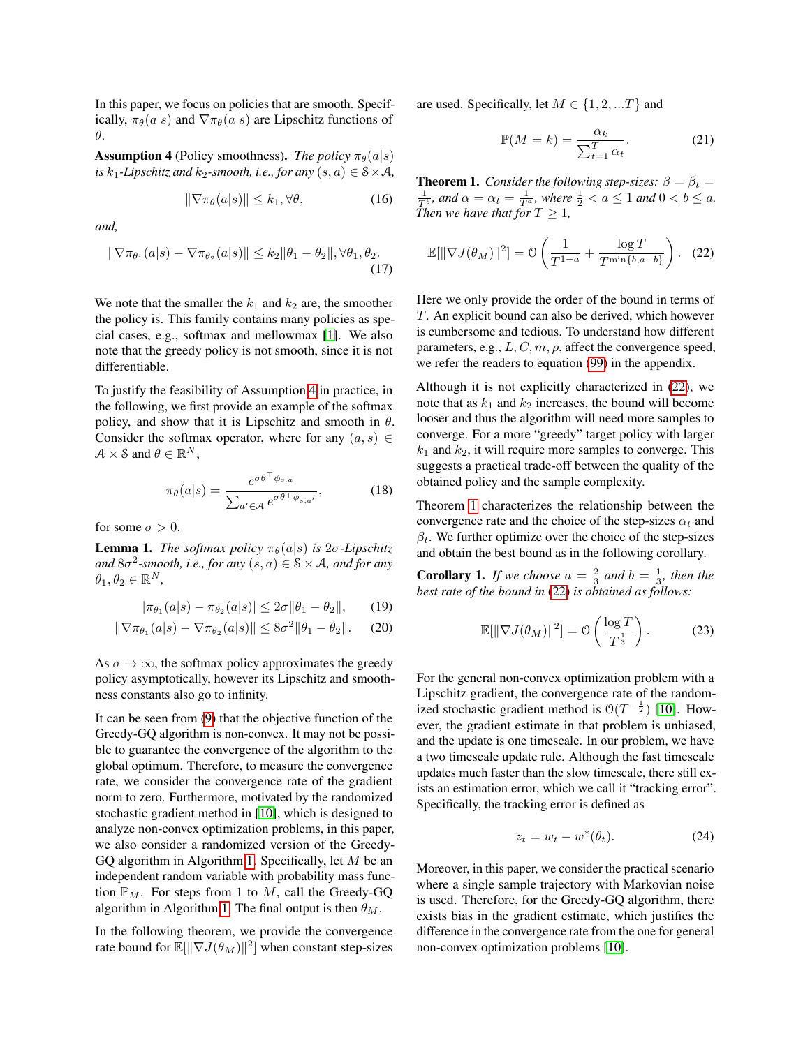In this paper, we focus on policies that are smooth. Specifically, $\pi_\theta(a|s)$ and $\nabla \pi_\theta(a|s)$ are Lipschitz functions of $\theta$.

**Assumption 4** (Policy smoothness). *The policy $\pi_\theta(a|s)$ is $k_1$-Lipschitz and $k_2$-smooth, i.e., for any $(s,a) \in \mathcal{S} \times \mathcal{A}$,*

$$\|\nabla \pi_\theta(a|s)\| \leq k_1, \forall \theta, \tag{16}$$

*and,*

$$\|\nabla \pi_{\theta_1}(a|s) - \nabla \pi_{\theta_2}(a|s)\| \leq k_2 \|\theta_1 - \theta_2\|, \forall \theta_1, \theta_2. \tag{17}$$

We note that the smaller the $k_1$ and $k_2$ are, the smoother the policy is. This family contains many policies as special cases, e.g., softmax and mellowmax [1]. We also note that the greedy policy is not smooth, since it is not differentiable.

To justify the feasibility of Assumption 4 in practice, in the following, we first provide an example of the softmax policy, and show that it is Lipschitz and smooth in $\theta$. Consider the softmax operator, where for any $(a,s) \in \mathcal{A} \times \mathcal{S}$ and $\theta \in \mathbb{R}^N$,

$$\pi_\theta(a|s) = \frac{e^{\sigma \theta^\top \phi_{s,a}}}{\sum_{a' \in \mathcal{A}} e^{\sigma \theta^\top \phi_{s,a'}}}, \tag{18}$$

for some $\sigma > 0$.

**Lemma 1.** *The softmax policy $\pi_\theta(a|s)$ is $2\sigma$-Lipschitz and $8\sigma^2$-smooth, i.e., for any $(s,a) \in \mathcal{S} \times \mathcal{A}$, and for any $\theta_1, \theta_2 \in \mathbb{R}^N$,*

$$|\pi_{\theta_1}(a|s) - \pi_{\theta_2}(a|s)| \leq 2\sigma \|\theta_1 - \theta_2\|, \tag{19}$$

$$\|\nabla \pi_{\theta_1}(a|s) - \nabla \pi_{\theta_2}(a|s)\| \leq 8\sigma^2 \|\theta_1 - \theta_2\|. \tag{20}$$

As $\sigma \to \infty$, the softmax policy approximates the greedy policy asymptotically, however its Lipschitz and smoothness constants also go to infinity.

It can be seen from (9) that the objective function of the Greedy-GQ algorithm is non-convex. It may not be possible to guarantee the convergence of the algorithm to the global optimum. Therefore, to measure the convergence rate, we consider the convergence rate of the gradient norm to zero. Furthermore, motivated by the randomized stochastic gradient method in [10], which is designed to analyze non-convex optimization problems, in this paper, we also consider a randomized version of the Greedy-GQ algorithm in Algorithm 1. Specifically, let $M$ be an independent random variable with probability mass function $\mathbb{P}_M$. For steps from 1 to $M$, call the Greedy-GQ algorithm in Algorithm 1. The final output is then $\theta_M$.

In the following theorem, we provide the convergence rate bound for $\mathbb{E}[\|\nabla J(\theta_M)\|^2]$ when constant step-sizes are used. Specifically, let $M \in \{1, 2, ...T\}$ and

$$\mathbb{P}(M = k) = \frac{\alpha_k}{\sum_{t=1}^T \alpha_t}. \tag{21}$$

**Theorem 1.** *Consider the following step-sizes: $\beta = \beta_t = \frac{1}{T^b}$, and $\alpha = \alpha_t = \frac{1}{T^a}$, where $\frac{1}{2} < a \leq 1$ and $0 < b \leq a$. Then we have that for $T \geq 1$,*

$$\mathbb{E}[\|\nabla J(\theta_M)\|^2] = \mathcal{O}\left(\frac{1}{T^{1-a}} + \frac{\log T}{T^{\min\{b, a-b\}}}\right). \tag{22}$$

Here we only provide the order of the bound in terms of $T$. An explicit bound can also be derived, which however is cumbersome and tedious. To understand how different parameters, e.g., $L, C, m, \rho$, affect the convergence speed, we refer the readers to equation (99) in the appendix.

Although it is not explicitly characterized in (22), we note that as $k_1$ and $k_2$ increases, the bound will become looser and thus the algorithm will need more samples to converge. For a more "greedy" target policy with larger $k_1$ and $k_2$, it will require more samples to converge. This suggests a practical trade-off between the quality of the obtained policy and the sample complexity.

Theorem 1 characterizes the relationship between the convergence rate and the choice of the step-sizes $\alpha_t$ and $\beta_t$. We further optimize over the choice of the step-sizes and obtain the best bound as in the following corollary.

**Corollary 1.** *If we choose $a = \frac{2}{3}$ and $b = \frac{1}{3}$, then the best rate of the bound in (22) is obtained as follows:*

$$\mathbb{E}[\|\nabla J(\theta_M)\|^2] = \mathcal{O}\left(\frac{\log T}{T^{\frac{1}{3}}}\right). \tag{23}$$

For the general non-convex optimization problem with a Lipschitz gradient, the convergence rate of the randomized stochastic gradient method is $\mathcal{O}(T^{-\frac{1}{2}})$ [10]. However, the gradient estimate in that problem is unbiased, and the update is one timescale. In our problem, we have a two timescale update rule. Although the fast timescale updates much faster than the slow timescale, there still exists an estimation error, which we call it "tracking error". Specifically, the tracking error is defined as

$$z_t = w_t - w^*(\theta_t). \tag{24}$$

Moreover, in this paper, we consider the practical scenario where a single sample trajectory with Markovian noise is used. Therefore, for the Greedy-GQ algorithm, there exists bias in the gradient estimate, which justifies the difference in the convergence rate from the one for general non-convex optimization problems [10].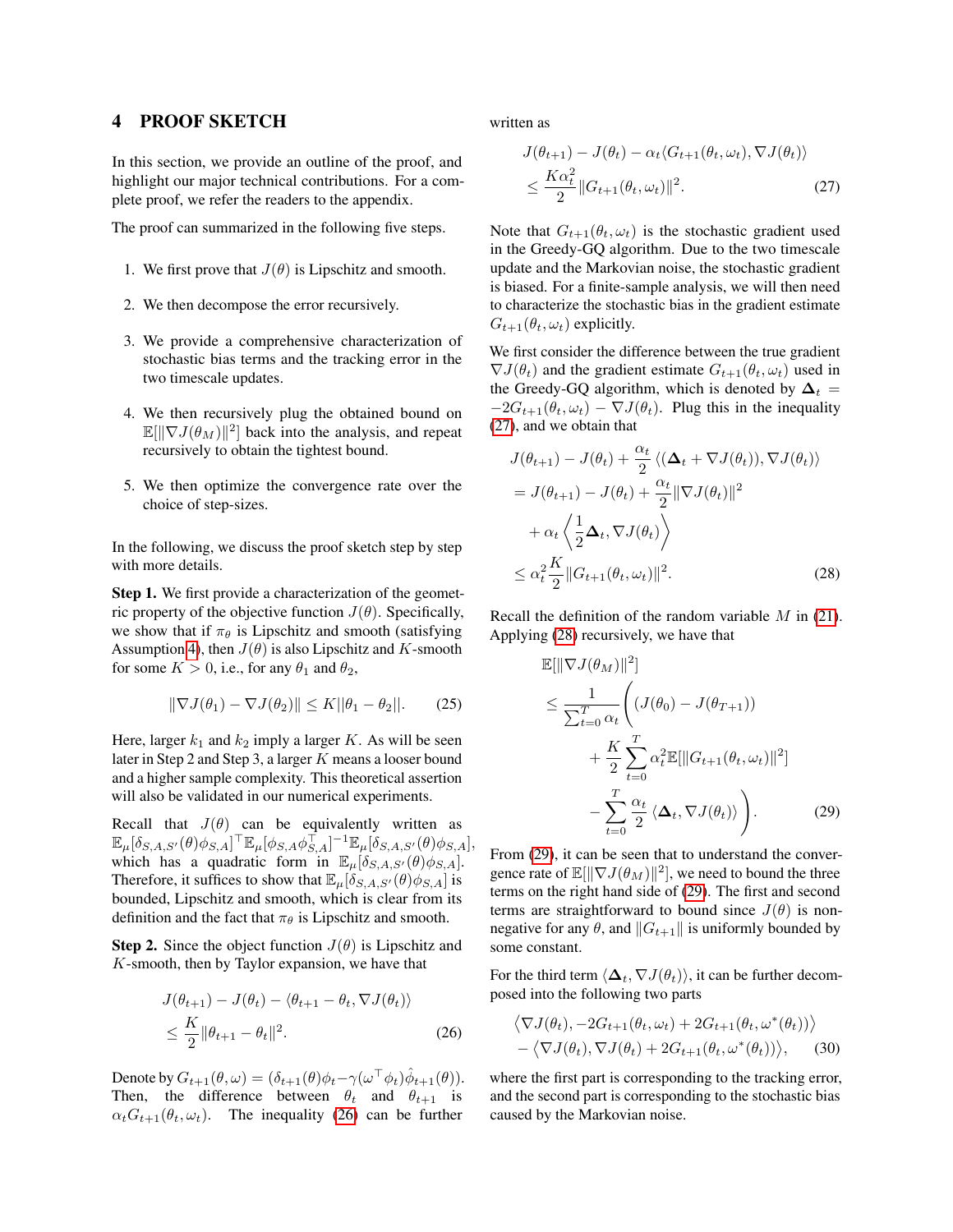## 4 PROOF SKETCH

In this section, we provide an outline of the proof, and highlight our major technical contributions. For a complete proof, we refer the readers to the appendix.

The proof can summarized in the following five steps.

1. We first prove that $J(\theta)$ is Lipschitz and smooth.
2. We then decompose the error recursively.
3. We provide a comprehensive characterization of stochastic bias terms and the tracking error in the two timescale updates.
4. We then recursively plug the obtained bound on $\mathbb{E}[\|\nabla J(\theta_M)\|^2]$ back into the analysis, and repeat recursively to obtain the tightest bound.
5. We then optimize the convergence rate over the choice of step-sizes.

In the following, we discuss the proof sketch step by step with more details.

**Step 1.** We first provide a characterization of the geometric property of the objective function $J(\theta)$. Specifically, we show that if $\pi_\theta$ is Lipschitz and smooth (satisfying Assumption 4), then $J(\theta)$ is also Lipschitz and $K$-smooth for some $K > 0$, i.e., for any $\theta_1$ and $\theta_2$,

$$\|\nabla J(\theta_1) - \nabla J(\theta_2)\| \leq K||\theta_1 - \theta_2||. \tag{25}$$

Here, larger $k_1$ and $k_2$ imply a larger $K$. As will be seen later in Step 2 and Step 3, a larger $K$ means a looser bound and a higher sample complexity. This theoretical assertion will also be validated in our numerical experiments.

Recall that $J(\theta)$ can be equivalently written as $\mathbb{E}_\mu[\delta_{S,A,S'}(\theta)\phi_{S,A}]^\top \mathbb{E}_\mu[\phi_{S,A}\phi_{S,A}^\top]^{-1}\mathbb{E}_\mu[\delta_{S,A,S'}(\theta)\phi_{S,A}]$, which has a quadratic form in $\mathbb{E}_\mu[\delta_{S,A,S'}(\theta)\phi_{S,A}]$. Therefore, it suffices to show that $\mathbb{E}_\mu[\delta_{S,A,S'}(\theta)\phi_{S,A}]$ is bounded, Lipschitz and smooth, which is clear from its definition and the fact that $\pi_\theta$ is Lipschitz and smooth.

**Step 2.** Since the object function $J(\theta)$ is Lipschitz and $K$-smooth, then by Taylor expansion, we have that

$$J(\theta_{t+1}) - J(\theta_t) - \langle \theta_{t+1} - \theta_t, \nabla J(\theta_t)\rangle \leq \frac{K}{2}\|\theta_{t+1} - \theta_t\|^2. \tag{26}$$

Denote by $G_{t+1}(\theta, \omega) = (\delta_{t+1}(\theta)\phi_t - \gamma(\omega^\top \phi_t)\hat{\phi}_{t+1}(\theta))$. Then, the difference between $\theta_t$ and $\theta_{t+1}$ is $\alpha_t G_{t+1}(\theta_t, \omega_t)$. The inequality (26) can be further written as

$$J(\theta_{t+1}) - J(\theta_t) - \alpha_t\langle G_{t+1}(\theta_t, \omega_t), \nabla J(\theta_t)\rangle \leq \frac{K\alpha_t^2}{2}\|G_{t+1}(\theta_t, \omega_t)\|^2. \tag{27}$$

Note that $G_{t+1}(\theta_t, \omega_t)$ is the stochastic gradient used in the Greedy-GQ algorithm. Due to the two timescale update and the Markovian noise, the stochastic gradient is biased. For a finite-sample analysis, we will then need to characterize the stochastic bias in the gradient estimate $G_{t+1}(\theta_t, \omega_t)$ explicitly.

We first consider the difference between the true gradient $\nabla J(\theta_t)$ and the gradient estimate $G_{t+1}(\theta_t, \omega_t)$ used in the Greedy-GQ algorithm, which is denoted by $\mathbf{\Delta}_t = -2G_{t+1}(\theta_t, \omega_t) - \nabla J(\theta_t)$. Plug this in the inequality (27), and we obtain that

$$\begin{aligned}
&J(\theta_{t+1}) - J(\theta_t) + \frac{\alpha_t}{2}\langle(\mathbf{\Delta}_t + \nabla J(\theta_t)), \nabla J(\theta_t)\rangle \\
&= J(\theta_{t+1}) - J(\theta_t) + \frac{\alpha_t}{2}\|\nabla J(\theta_t)\|^2 \\
&\quad + \alpha_t\left\langle \frac{1}{2}\mathbf{\Delta}_t, \nabla J(\theta_t)\right\rangle \\
&\leq \alpha_t^2\frac{K}{2}\|G_{t+1}(\theta_t, \omega_t)\|^2.
\end{aligned} \tag{28}$$

Recall the definition of the random variable $M$ in (21). Applying (28) recursively, we have that

$$\begin{aligned}
&\mathbb{E}[\|\nabla J(\theta_M)\|^2] \\
&\leq \frac{1}{\sum_{t=0}^T \alpha_t}\Bigg((J(\theta_0) - J(\theta_{T+1})) \\
&\quad + \frac{K}{2}\sum_{t=0}^T \alpha_t^2\mathbb{E}[\|G_{t+1}(\theta_t, \omega_t)\|^2] \\
&\quad - \sum_{t=0}^T \frac{\alpha_t}{2}\langle \mathbf{\Delta}_t, \nabla J(\theta_t)\rangle\Bigg).
\end{aligned} \tag{29}$$

From (29), it can be seen that to understand the convergence rate of $\mathbb{E}[\|\nabla J(\theta_M)\|^2]$, we need to bound the three terms on the right hand side of (29). The first and second terms are straightforward to bound since $J(\theta)$ is nonnegative for any $\theta$, and $\|G_{t+1}\|$ is uniformly bounded by some constant.

For the third term $\langle \mathbf{\Delta}_t, \nabla J(\theta_t)\rangle$, it can be further decomposed into the following two parts

$$\begin{aligned}
&\langle \nabla J(\theta_t), -2G_{t+1}(\theta_t, \omega_t) + 2G_{t+1}(\theta_t, \omega^*(\theta_t))\rangle \\
&- \langle \nabla J(\theta_t), \nabla J(\theta_t) + 2G_{t+1}(\theta_t, \omega^*(\theta_t))\rangle,
\end{aligned} \tag{30}$$

where the first part is corresponding to the tracking error, and the second part is corresponding to the stochastic bias caused by the Markovian noise.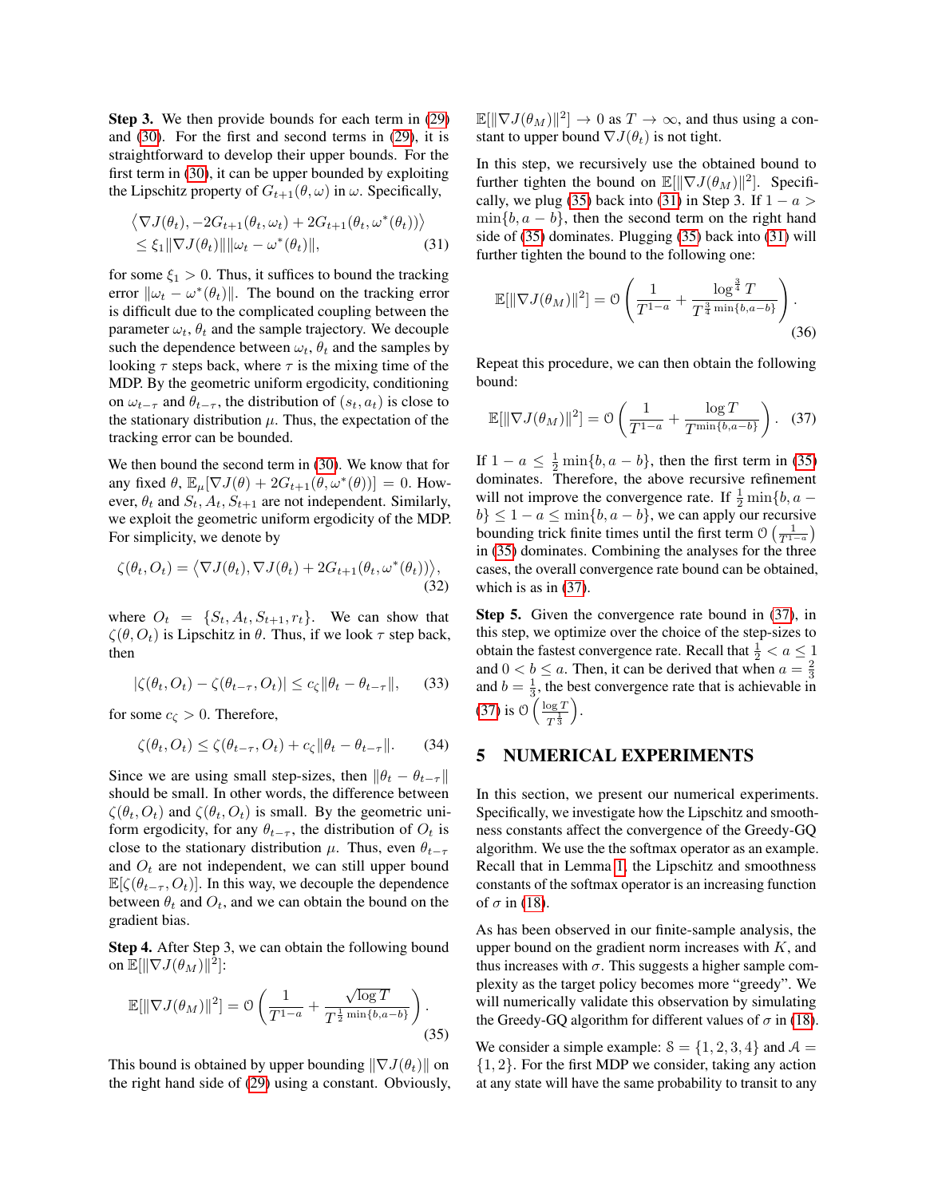**Step 3.** We then provide bounds for each term in (29) and (30). For the first and second terms in (29), it is straightforward to develop their upper bounds. For the first term in (30), it can be upper bounded by exploiting the Lipschitz property of $G_{t+1}(\theta, \omega)$ in $\omega$. Specifically,

$$\begin{aligned}&\left\langle \nabla J(\theta_t), -2G_{t+1}(\theta_t, \omega_t) + 2G_{t+1}(\theta_t, \omega^*(\theta_t)) \right\rangle \\ &\leq \xi_1 \|\nabla J(\theta_t)\| \|\omega_t - \omega^*(\theta_t)\|, \end{aligned} \tag{31}$$

for some $\xi_1 > 0$. Thus, it suffices to bound the tracking error $\|\omega_t - \omega^*(\theta_t)\|$. The bound on the tracking error is difficult due to the complicated coupling between the parameter $\omega_t$, $\theta_t$ and the sample trajectory. We decouple such the dependence between $\omega_t$, $\theta_t$ and the samples by looking $\tau$ steps back, where $\tau$ is the mixing time of the MDP. By the geometric uniform ergodicity, conditioning on $\omega_{t-\tau}$ and $\theta_{t-\tau}$, the distribution of $(s_t, a_t)$ is close to the stationary distribution $\mu$. Thus, the expectation of the tracking error can be bounded.

We then bound the second term in (30). We know that for any fixed $\theta$, $\mathbb{E}_\mu[\nabla J(\theta) + 2G_{t+1}(\theta, \omega^*(\theta))] = 0$. However, $\theta_t$ and $S_t, A_t, S_{t+1}$ are not independent. Similarly, we exploit the geometric uniform ergodicity of the MDP. For simplicity, we denote by

$$\zeta(\theta_t, O_t) = \left\langle \nabla J(\theta_t), \nabla J(\theta_t) + 2G_{t+1}(\theta_t, \omega^*(\theta_t)) \right\rangle, \tag{32}$$

where $O_t = \{S_t, A_t, S_{t+1}, r_t\}$. We can show that $\zeta(\theta, O_t)$ is Lipschitz in $\theta$. Thus, if we look $\tau$ step back, then

$$|\zeta(\theta_t, O_t) - \zeta(\theta_{t-\tau}, O_t)| \leq c_\zeta \|\theta_t - \theta_{t-\tau}\|, \tag{33}$$

for some $c_\zeta > 0$. Therefore,

$$\zeta(\theta_t, O_t) \leq \zeta(\theta_{t-\tau}, O_t) + c_\zeta \|\theta_t - \theta_{t-\tau}\|. \tag{34}$$

Since we are using small step-sizes, then $\|\theta_t - \theta_{t-\tau}\|$ should be small. In other words, the difference between $\zeta(\theta_t, O_t)$ and $\zeta(\theta_t, O_t)$ is small. By the geometric uniform ergodicity, for any $\theta_{t-\tau}$, the distribution of $O_t$ is close to the stationary distribution $\mu$. Thus, even $\theta_{t-\tau}$ and $O_t$ are not independent, we can still upper bound $\mathbb{E}[\zeta(\theta_{t-\tau}, O_t)]$. In this way, we decouple the dependence between $\theta_t$ and $O_t$, and we can obtain the bound on the gradient bias.

**Step 4.** After Step 3, we can obtain the following bound on $\mathbb{E}[\|\nabla J(\theta_M)\|^2]$:

$$\mathbb{E}[\|\nabla J(\theta_M)\|^2] = \mathcal{O}\left( \frac{1}{T^{1-a}} + \frac{\sqrt{\log T}}{T^{\frac{1}{2}\min\{b, a-b\}}} \right). \tag{35}$$

This bound is obtained by upper bounding $\|\nabla J(\theta_t)\|$ on the right hand side of (29) using a constant. Obviously, $\mathbb{E}[\|\nabla J(\theta_M)\|^2] \to 0$ as $T \to \infty$, and thus using a constant to upper bound $\nabla J(\theta_t)$ is not tight.

In this step, we recursively use the obtained bound to further tighten the bound on $\mathbb{E}[\|\nabla J(\theta_M)\|^2]$. Specifically, we plug (35) back into (31) in Step 3. If $1 - a > \min\{b, a-b\}$, then the second term on the right hand side of (35) dominates. Plugging (35) back into (31) will further tighten the bound to the following one:

$$\mathbb{E}[\|\nabla J(\theta_M)\|^2] = \mathcal{O}\left( \frac{1}{T^{1-a}} + \frac{\log^{\frac{3}{4}} T}{T^{\frac{3}{4}\min\{b, a-b\}}} \right). \tag{36}$$

Repeat this procedure, we can then obtain the following bound:

$$\mathbb{E}[\|\nabla J(\theta_M)\|^2] = \mathcal{O}\left( \frac{1}{T^{1-a}} + \frac{\log T}{T^{\min\{b, a-b\}}} \right). \tag{37}$$

If $1 - a \leq \frac{1}{2}\min\{b, a-b\}$, then the first term in (35) dominates. Therefore, the above recursive refinement will not improve the convergence rate. If $\frac{1}{2}\min\{b, a-b\} \leq 1 - a \leq \min\{b, a-b\}$, we can apply our recursive bounding trick finite times until the first term $\mathcal{O}\left(\frac{1}{T^{1-a}}\right)$ in (35) dominates. Combining the analyses for the three cases, the overall convergence rate bound can be obtained, which is as in (37).

**Step 5.** Given the convergence rate bound in (37), in this step, we optimize over the choice of the step-sizes to obtain the fastest convergence rate. Recall that $\frac{1}{2} < a \leq 1$ and $0 < b \leq a$. Then, it can be derived that when $a = \frac{2}{3}$ and $b = \frac{1}{3}$, the best convergence rate that is achievable in (37) is $\mathcal{O}\left(\frac{\log T}{T^{\frac{1}{3}}}\right)$.

## 5 NUMERICAL EXPERIMENTS

In this section, we present our numerical experiments. Specifically, we investigate how the Lipschitz and smoothness constants affect the convergence of the Greedy-GQ algorithm. We use the the softmax operator as an example. Recall that in Lemma 1, the Lipschitz and smoothness constants of the softmax operator is an increasing function of $\sigma$ in (18).

As has been observed in our finite-sample analysis, the upper bound on the gradient norm increases with $K$, and thus increases with $\sigma$. This suggests a higher sample complexity as the target policy becomes more "greedy". We will numerically validate this observation by simulating the Greedy-GQ algorithm for different values of $\sigma$ in (18).

We consider a simple example: $\mathcal{S} = \{1, 2, 3, 4\}$ and $\mathcal{A} = \{1, 2\}$. For the first MDP we consider, taking any action at any state will have the same probability to transit to any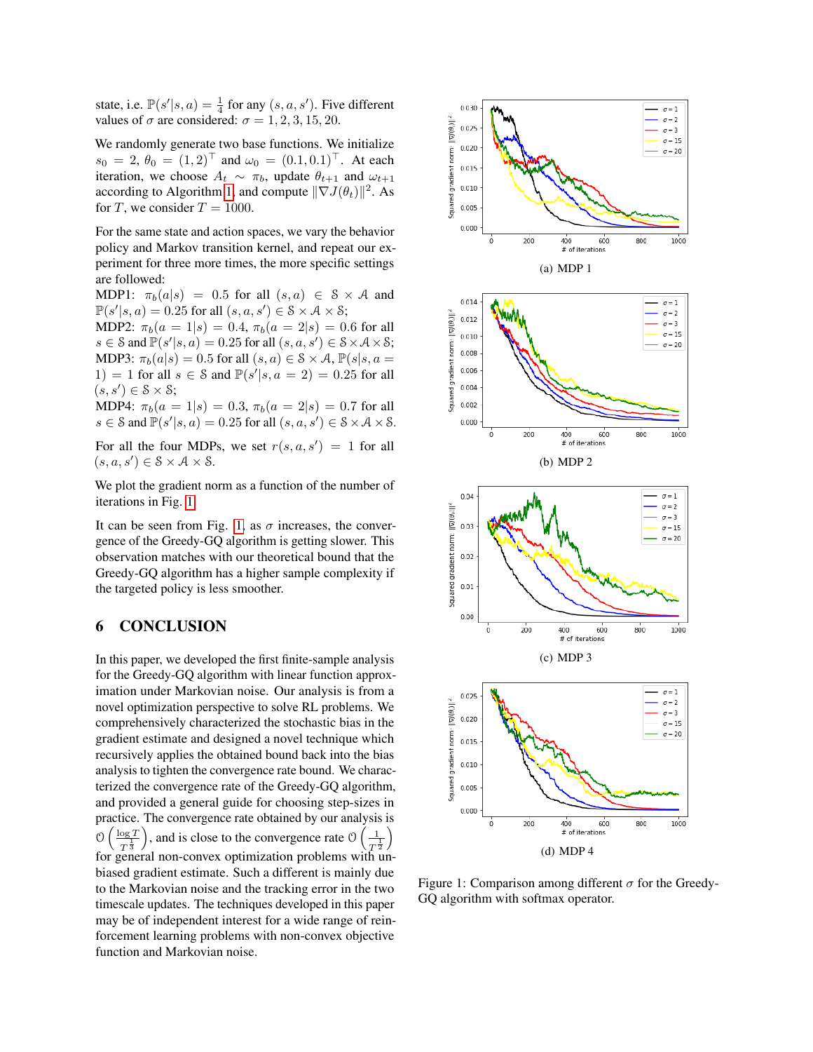state, i.e. $\mathbb{P}(s'|s,a) = \frac{1}{4}$ for any $(s,a,s')$. Five different values of $\sigma$ are considered: $\sigma = 1, 2, 3, 15, 20$.

We randomly generate two base functions. We initialize $s_0 = 2$, $\theta_0 = (1,2)^\top$ and $\omega_0 = (0.1, 0.1)^\top$. At each iteration, we choose $A_t \sim \pi_b$, update $\theta_{t+1}$ and $\omega_{t+1}$ according to Algorithm 1, and compute $\|\nabla J(\theta_t)\|^2$. As for $T$, we consider $T = 1000$.

For the same state and action spaces, we vary the behavior policy and Markov transition kernel, and repeat our experiment for three more times, the more specific settings are followed:
MDP1: $\pi_b(a|s) = 0.5$ for all $(s,a) \in \mathcal{S} \times \mathcal{A}$ and $\mathbb{P}(s'|s,a) = 0.25$ for all $(s,a,s') \in \mathcal{S} \times \mathcal{A} \times \mathcal{S}$;
MDP2: $\pi_b(a = 1|s) = 0.4$, $\pi_b(a = 2|s) = 0.6$ for all $s \in \mathcal{S}$ and $\mathbb{P}(s'|s,a) = 0.25$ for all $(s,a,s') \in \mathcal{S} \times \mathcal{A} \times \mathcal{S}$;
MDP3: $\pi_b(a|s) = 0.5$ for all $(s,a) \in \mathcal{S} \times \mathcal{A}$, $\mathbb{P}(s|s, a = 1) = 1$ for all $s \in \mathcal{S}$ and $\mathbb{P}(s'|s, a = 2) = 0.25$ for all $(s,s') \in \mathcal{S} \times \mathcal{S}$;
MDP4: $\pi_b(a = 1|s) = 0.3$, $\pi_b(a = 2|s) = 0.7$ for all $s \in \mathcal{S}$ and $\mathbb{P}(s'|s,a) = 0.25$ for all $(s,a,s') \in \mathcal{S} \times \mathcal{A} \times \mathcal{S}$.

For all the four MDPs, we set $r(s,a,s') = 1$ for all $(s,a,s') \in \mathcal{S} \times \mathcal{A} \times \mathcal{S}$.

We plot the gradient norm as a function of the number of iterations in Fig. 1.

It can be seen from Fig. 1, as $\sigma$ increases, the convergence of the Greedy-GQ algorithm is getting slower. This observation matches with our theoretical bound that the Greedy-GQ algorithm has a higher sample complexity if the targeted policy is less smoother.

# 6 CONCLUSION

In this paper, we developed the first finite-sample analysis for the Greedy-GQ algorithm with linear function approximation under Markovian noise. Our analysis is from a novel optimization perspective to solve RL problems. We comprehensively characterized the stochastic bias in the gradient estimate and designed a novel technique which recursively applies the obtained bound back into the bias analysis to tighten the convergence rate bound. We characterized the convergence rate of the Greedy-GQ algorithm, and provided a general guide for choosing step-sizes in practice. The convergence rate obtained by our analysis is $\mathcal{O}\left(\frac{\log T}{T^{\frac{1}{3}}}\right)$, and is close to the convergence rate $\mathcal{O}\left(\frac{1}{T^{\frac{1}{2}}}\right)$ for general non-convex optimization problems with unbiased gradient estimate. Such a different is mainly due to the Markovian noise and the tracking error in the two timescale updates. The techniques developed in this paper may be of independent interest for a wide range of reinforcement learning problems with non-convex objective function and Markovian noise.

(a) MDP 1

(b) MDP 2

(c) MDP 3

(d) MDP 4

Figure 1: Comparison among different $\sigma$ for the Greedy-GQ algorithm with softmax operator.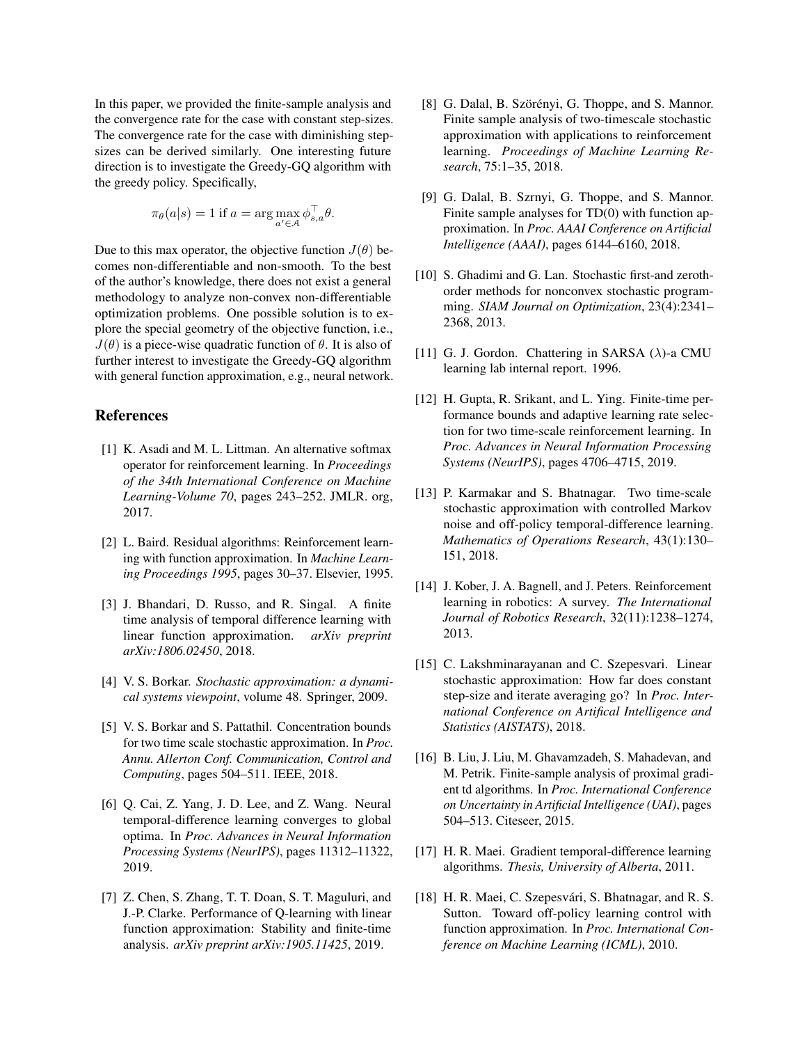In this paper, we provided the finite-sample analysis and the convergence rate for the case with constant step-sizes. The convergence rate for the case with diminishing step-sizes can be derived similarly. One interesting future direction is to investigate the Greedy-GQ algorithm with the greedy policy. Specifically,

$$\pi_\theta(a|s) = 1 \text{ if } a = \arg\max_{a' \in \mathcal{A}} \phi_{s,a}^\top \theta.$$

Due to this max operator, the objective function $J(\theta)$ becomes non-differentiable and non-smooth. To the best of the author's knowledge, there does not exist a general methodology to analyze non-convex non-differentiable optimization problems. One possible solution is to explore the special geometry of the objective function, i.e., $J(\theta)$ is a piece-wise quadratic function of $\theta$. It is also of further interest to investigate the Greedy-GQ algorithm with general function approximation, e.g., neural network.

## References

[1] K. Asadi and M. L. Littman. An alternative softmax operator for reinforcement learning. In *Proceedings of the 34th International Conference on Machine Learning-Volume 70*, pages 243–252. JMLR. org, 2017.

[2] L. Baird. Residual algorithms: Reinforcement learning with function approximation. In *Machine Learning Proceedings 1995*, pages 30–37. Elsevier, 1995.

[3] J. Bhandari, D. Russo, and R. Singal. A finite time analysis of temporal difference learning with linear function approximation. *arXiv preprint arXiv:1806.02450*, 2018.

[4] V. S. Borkar. *Stochastic approximation: a dynamical systems viewpoint*, volume 48. Springer, 2009.

[5] V. S. Borkar and S. Pattathil. Concentration bounds for two time scale stochastic approximation. In *Proc. Annu. Allerton Conf. Communication, Control and Computing*, pages 504–511. IEEE, 2018.

[6] Q. Cai, Z. Yang, J. D. Lee, and Z. Wang. Neural temporal-difference learning converges to global optima. In *Proc. Advances in Neural Information Processing Systems (NeurIPS)*, pages 11312–11322, 2019.

[7] Z. Chen, S. Zhang, T. T. Doan, S. T. Maguluri, and J.-P. Clarke. Performance of Q-learning with linear function approximation: Stability and finite-time analysis. *arXiv preprint arXiv:1905.11425*, 2019.

[8] G. Dalal, B. Szörényi, G. Thoppe, and S. Mannor. Finite sample analysis of two-timescale stochastic approximation with applications to reinforcement learning. *Proceedings of Machine Learning Research*, 75:1–35, 2018.

[9] G. Dalal, B. Szrnyi, G. Thoppe, and S. Mannor. Finite sample analyses for TD(0) with function approximation. In *Proc. AAAI Conference on Artificial Intelligence (AAAI)*, pages 6144–6160, 2018.

[10] S. Ghadimi and G. Lan. Stochastic first-and zeroth-order methods for nonconvex stochastic programming. *SIAM Journal on Optimization*, 23(4):2341–2368, 2013.

[11] G. J. Gordon. Chattering in SARSA ($\lambda$)-a CMU learning lab internal report. 1996.

[12] H. Gupta, R. Srikant, and L. Ying. Finite-time performance bounds and adaptive learning rate selection for two time-scale reinforcement learning. In *Proc. Advances in Neural Information Processing Systems (NeurIPS)*, pages 4706–4715, 2019.

[13] P. Karmakar and S. Bhatnagar. Two time-scale stochastic approximation with controlled Markov noise and off-policy temporal-difference learning. *Mathematics of Operations Research*, 43(1):130–151, 2018.

[14] J. Kober, J. A. Bagnell, and J. Peters. Reinforcement learning in robotics: A survey. *The International Journal of Robotics Research*, 32(11):1238–1274, 2013.

[15] C. Lakshminarayanan and C. Szepesvari. Linear stochastic approximation: How far does constant step-size and iterate averaging go? In *Proc. International Conference on Artifical Intelligence and Statistics (AISTATS)*, 2018.

[16] B. Liu, J. Liu, M. Ghavamzadeh, S. Mahadevan, and M. Petrik. Finite-sample analysis of proximal gradient td algorithms. In *Proc. International Conference on Uncertainty in Artificial Intelligence (UAI)*, pages 504–513. Citeseer, 2015.

[17] H. R. Maei. Gradient temporal-difference learning algorithms. *Thesis, University of Alberta*, 2011.

[18] H. R. Maei, C. Szepesvári, S. Bhatnagar, and R. S. Sutton. Toward off-policy learning control with function approximation. In *Proc. International Conference on Machine Learning (ICML)*, 2010.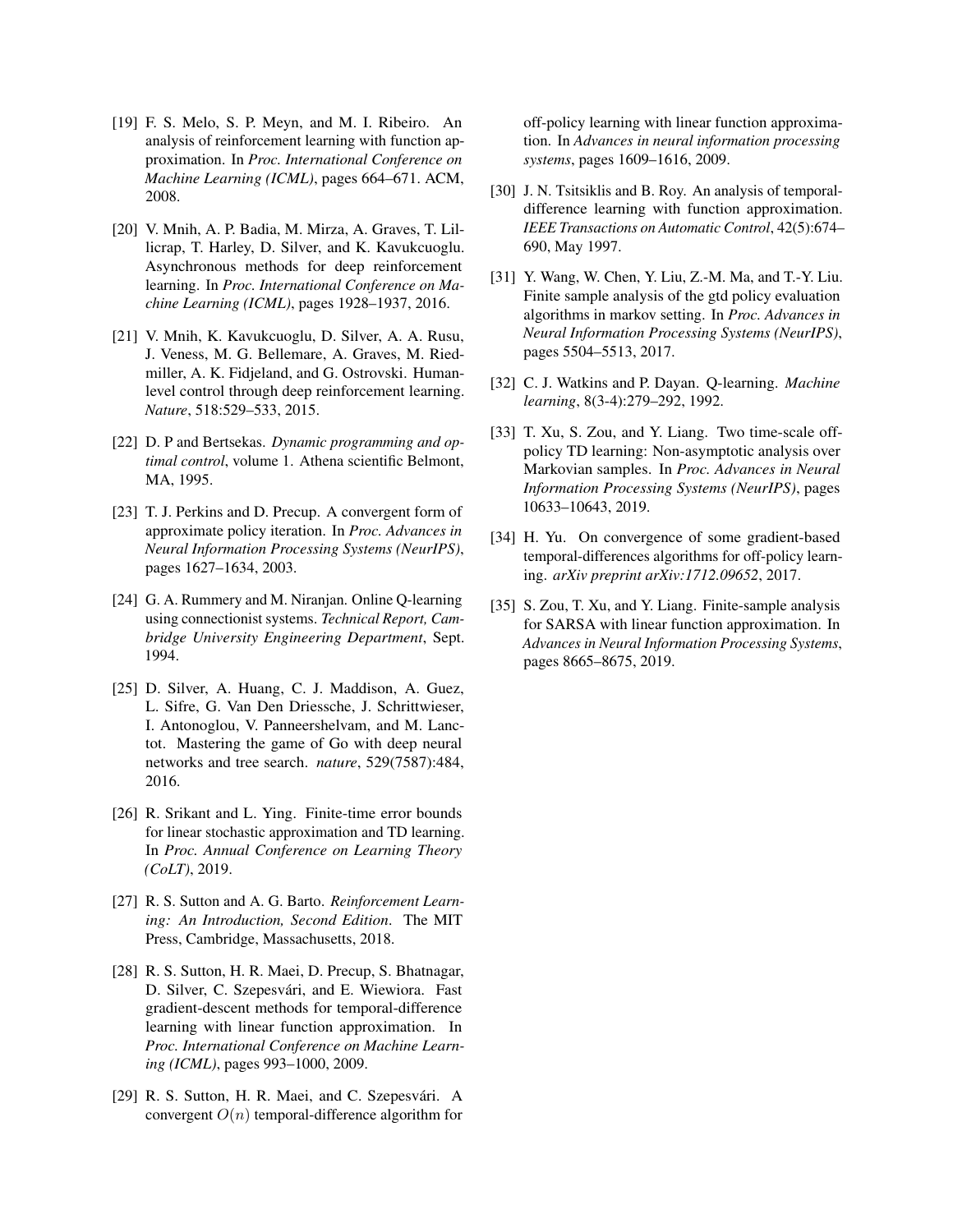[19] F. S. Melo, S. P. Meyn, and M. I. Ribeiro. An analysis of reinforcement learning with function approximation. In *Proc. International Conference on Machine Learning (ICML)*, pages 664–671. ACM, 2008.

[20] V. Mnih, A. P. Badia, M. Mirza, A. Graves, T. Lillicrap, T. Harley, D. Silver, and K. Kavukcuoglu. Asynchronous methods for deep reinforcement learning. In *Proc. International Conference on Machine Learning (ICML)*, pages 1928–1937, 2016.

[21] V. Mnih, K. Kavukcuoglu, D. Silver, A. A. Rusu, J. Veness, M. G. Bellemare, A. Graves, M. Riedmiller, A. K. Fidjeland, and G. Ostrovski. Human-level control through deep reinforcement learning. *Nature*, 518:529–533, 2015.

[22] D. P and Bertsekas. *Dynamic programming and optimal control*, volume 1. Athena scientific Belmont, MA, 1995.

[23] T. J. Perkins and D. Precup. A convergent form of approximate policy iteration. In *Proc. Advances in Neural Information Processing Systems (NeurIPS)*, pages 1627–1634, 2003.

[24] G. A. Rummery and M. Niranjan. Online Q-learning using connectionist systems. *Technical Report, Cambridge University Engineering Department*, Sept. 1994.

[25] D. Silver, A. Huang, C. J. Maddison, A. Guez, L. Sifre, G. Van Den Driessche, J. Schrittwieser, I. Antonoglou, V. Panneershelvam, and M. Lanctot. Mastering the game of Go with deep neural networks and tree search. *nature*, 529(7587):484, 2016.

[26] R. Srikant and L. Ying. Finite-time error bounds for linear stochastic approximation and TD learning. In *Proc. Annual Conference on Learning Theory (CoLT)*, 2019.

[27] R. S. Sutton and A. G. Barto. *Reinforcement Learning: An Introduction, Second Edition*. The MIT Press, Cambridge, Massachusetts, 2018.

[28] R. S. Sutton, H. R. Maei, D. Precup, S. Bhatnagar, D. Silver, C. Szepesvári, and E. Wiewiora. Fast gradient-descent methods for temporal-difference learning with linear function approximation. In *Proc. International Conference on Machine Learning (ICML)*, pages 993–1000, 2009.

[29] R. S. Sutton, H. R. Maei, and C. Szepesvári. A convergent $O(n)$ temporal-difference algorithm for off-policy learning with linear function approximation. In *Advances in neural information processing systems*, pages 1609–1616, 2009.

[30] J. N. Tsitsiklis and B. Roy. An analysis of temporal-difference learning with function approximation. *IEEE Transactions on Automatic Control*, 42(5):674–690, May 1997.

[31] Y. Wang, W. Chen, Y. Liu, Z.-M. Ma, and T.-Y. Liu. Finite sample analysis of the gtd policy evaluation algorithms in markov setting. In *Proc. Advances in Neural Information Processing Systems (NeurIPS)*, pages 5504–5513, 2017.

[32] C. J. Watkins and P. Dayan. Q-learning. *Machine learning*, 8(3-4):279–292, 1992.

[33] T. Xu, S. Zou, and Y. Liang. Two time-scale off-policy TD learning: Non-asymptotic analysis over Markovian samples. In *Proc. Advances in Neural Information Processing Systems (NeurIPS)*, pages 10633–10643, 2019.

[34] H. Yu. On convergence of some gradient-based temporal-differences algorithms for off-policy learning. *arXiv preprint arXiv:1712.09652*, 2017.

[35] S. Zou, T. Xu, and Y. Liang. Finite-sample analysis for SARSA with linear function approximation. In *Advances in Neural Information Processing Systems*, pages 8665–8675, 2019.